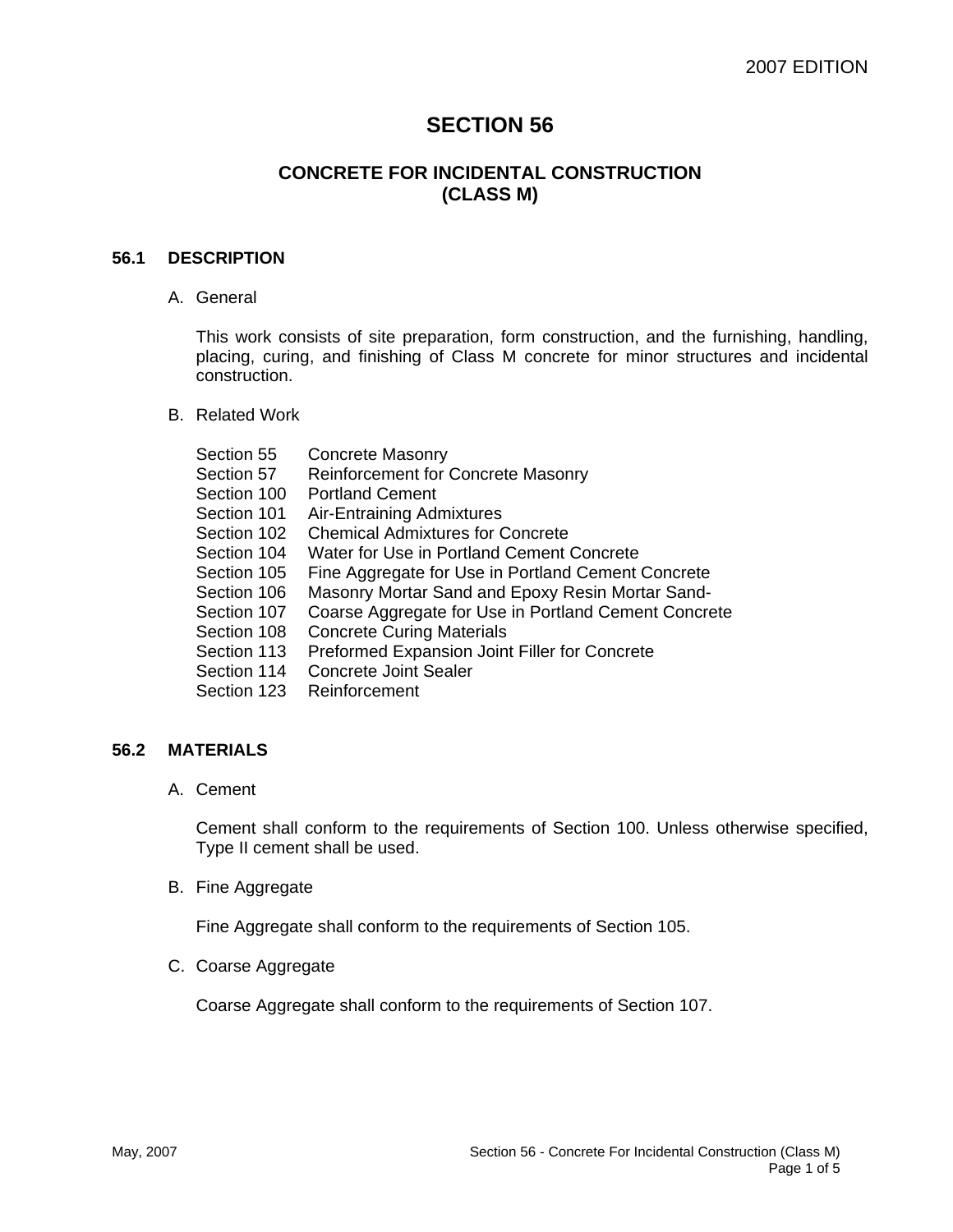# SECTION 56

## CONCRETE FOR INCIDENTAL CONSTRUCTION (CLASS M)

### 56.1 DESCRIPTION

A. General

This work consists of site preparation, form construction, and the furnishing, handling, placing, curing, and finishing of Class M concrete for minor structures and incidental construction.

B. Related Work

| | |
|---|---|
| Section 55 | Concrete Masonry |
| Section 57 | Reinforcement for Concrete Masonry |
| Section 100 | Portland Cement |
| Section 101 | Air-Entraining Admixtures |
| Section 102 | Chemical Admixtures for Concrete |
| Section 104 | Water for Use in Portland Cement Concrete |
| Section 105 | Fine Aggregate for Use in Portland Cement Concrete |
| Section 106 | Masonry Mortar Sand and Epoxy Resin Mortar Sand- |
| Section 107 | Coarse Aggregate for Use in Portland Cement Concrete |
| Section 108 | Concrete Curing Materials |
| Section 113 | Preformed Expansion Joint Filler for Concrete |
| Section 114 | Concrete Joint Sealer |
| Section 123 | Reinforcement |

### 56.2 MATERIALS

A. Cement

Cement shall conform to the requirements of Section 100. Unless otherwise specified, Type II cement shall be used.

B. Fine Aggregate

Fine Aggregate shall conform to the requirements of Section 105.

C. Coarse Aggregate

Coarse Aggregate shall conform to the requirements of Section 107.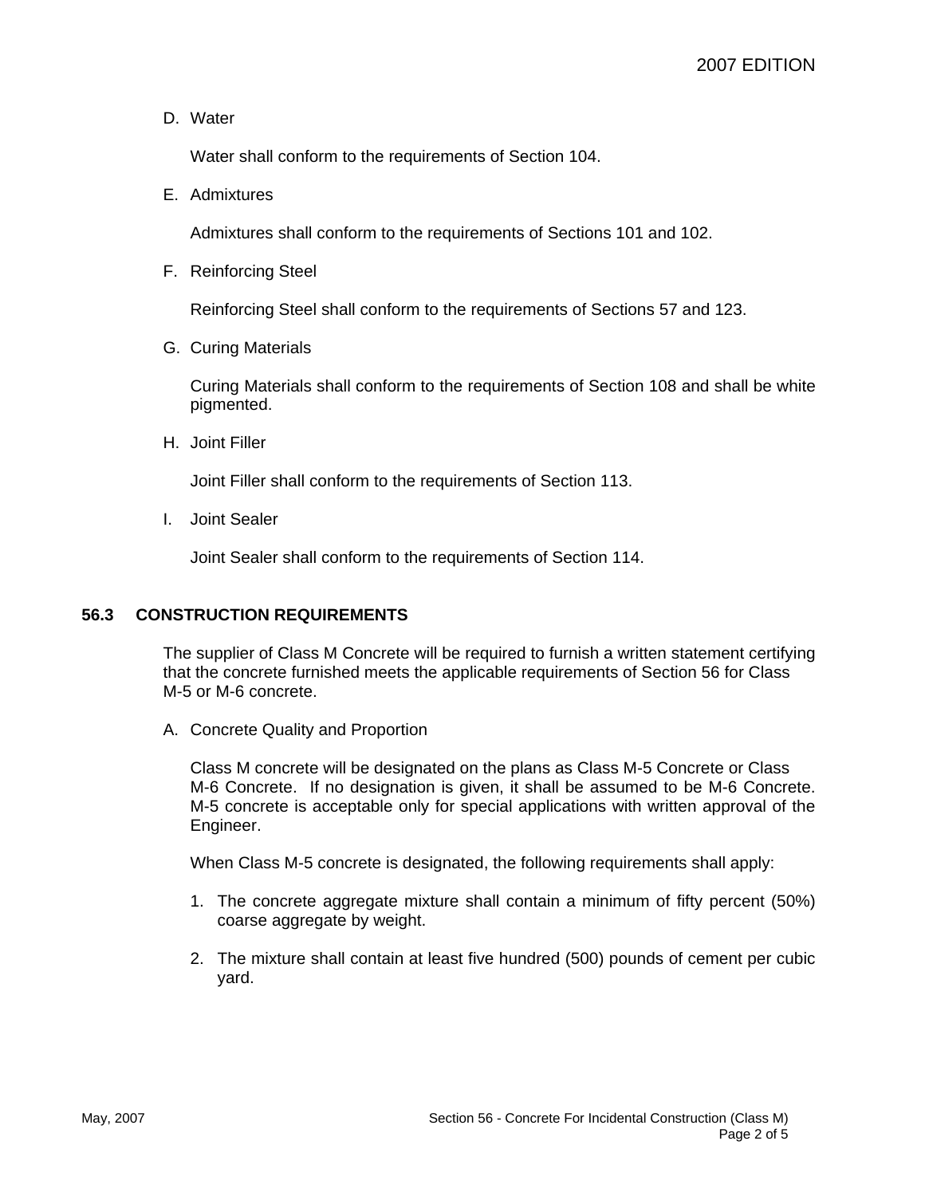D. Water

Water shall conform to the requirements of Section 104.

E. Admixtures

Admixtures shall conform to the requirements of Sections 101 and 102.

F. Reinforcing Steel

Reinforcing Steel shall conform to the requirements of Sections 57 and 123.

G. Curing Materials

Curing Materials shall conform to the requirements of Section 108 and shall be white pigmented.

H. Joint Filler

Joint Filler shall conform to the requirements of Section 113.

I. Joint Sealer

Joint Sealer shall conform to the requirements of Section 114.

## 56.3 CONSTRUCTION REQUIREMENTS

The supplier of Class M Concrete will be required to furnish a written statement certifying that the concrete furnished meets the applicable requirements of Section 56 for Class M-5 or M-6 concrete.

A. Concrete Quality and Proportion

Class M concrete will be designated on the plans as Class M-5 Concrete or Class M-6 Concrete. If no designation is given, it shall be assumed to be M-6 Concrete. M-5 concrete is acceptable only for special applications with written approval of the Engineer.

When Class M-5 concrete is designated, the following requirements shall apply:

1. The concrete aggregate mixture shall contain a minimum of fifty percent (50%) coarse aggregate by weight.

2. The mixture shall contain at least five hundred (500) pounds of cement per cubic yard.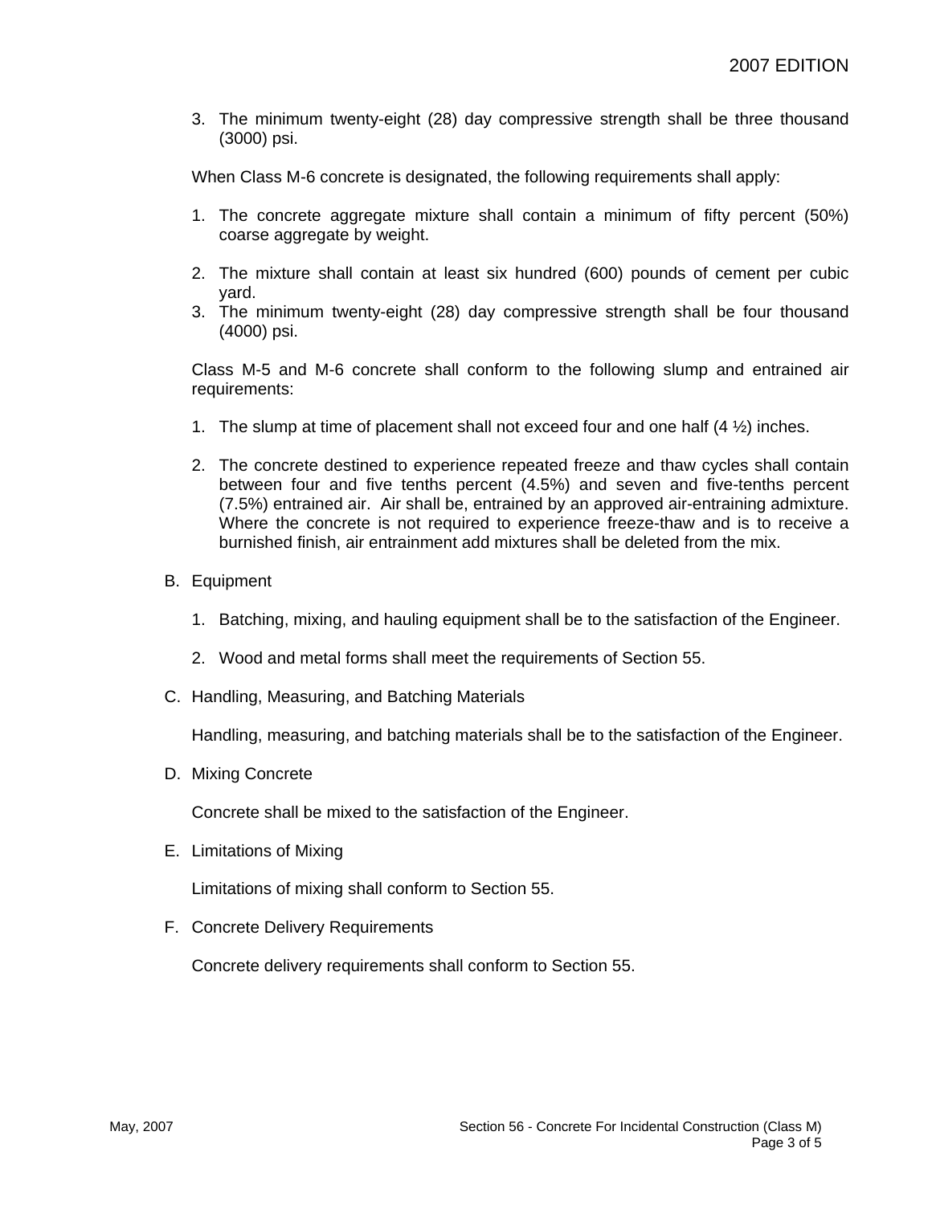3. The minimum twenty-eight (28) day compressive strength shall be three thousand (3000) psi.

When Class M-6 concrete is designated, the following requirements shall apply:

1. The concrete aggregate mixture shall contain a minimum of fifty percent (50%) coarse aggregate by weight.
2. The mixture shall contain at least six hundred (600) pounds of cement per cubic yard.
3. The minimum twenty-eight (28) day compressive strength shall be four thousand (4000) psi.

Class M-5 and M-6 concrete shall conform to the following slump and entrained air requirements:

1. The slump at time of placement shall not exceed four and one half (4 ½) inches.
2. The concrete destined to experience repeated freeze and thaw cycles shall contain between four and five tenths percent (4.5%) and seven and five-tenths percent (7.5%) entrained air. Air shall be, entrained by an approved air-entraining admixture. Where the concrete is not required to experience freeze-thaw and is to receive a burnished finish, air entrainment add mixtures shall be deleted from the mix.

B. Equipment

1. Batching, mixing, and hauling equipment shall be to the satisfaction of the Engineer.
2. Wood and metal forms shall meet the requirements of Section 55.

C. Handling, Measuring, and Batching Materials

Handling, measuring, and batching materials shall be to the satisfaction of the Engineer.

D. Mixing Concrete

Concrete shall be mixed to the satisfaction of the Engineer.

E. Limitations of Mixing

Limitations of mixing shall conform to Section 55.

F. Concrete Delivery Requirements

Concrete delivery requirements shall conform to Section 55.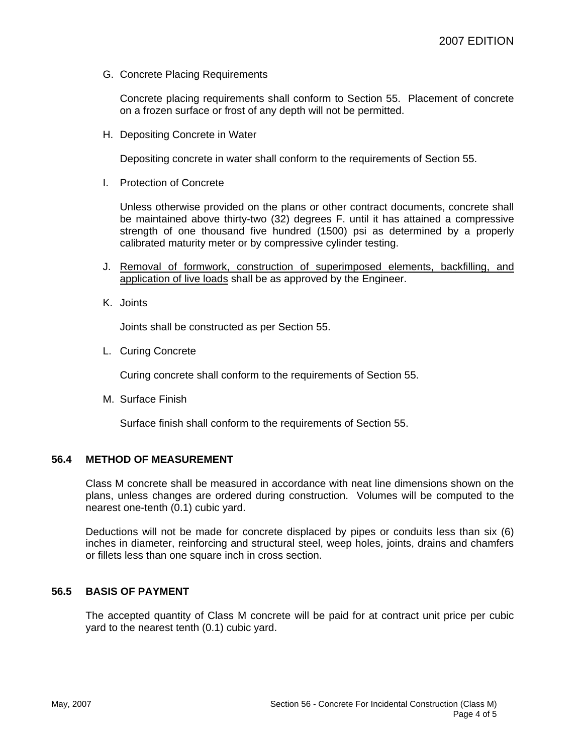G. Concrete Placing Requirements

Concrete placing requirements shall conform to Section 55. Placement of concrete on a frozen surface or frost of any depth will not be permitted.

H. Depositing Concrete in Water

Depositing concrete in water shall conform to the requirements of Section 55.

I. Protection of Concrete

Unless otherwise provided on the plans or other contract documents, concrete shall be maintained above thirty-two (32) degrees F. until it has attained a compressive strength of one thousand five hundred (1500) psi as determined by a properly calibrated maturity meter or by compressive cylinder testing.

J. <u>Removal of formwork, construction of superimposed elements, backfilling, and application of live loads</u> shall be as approved by the Engineer.

K. Joints

Joints shall be constructed as per Section 55.

L. Curing Concrete

Curing concrete shall conform to the requirements of Section 55.

M. Surface Finish

Surface finish shall conform to the requirements of Section 55.

## 56.4 METHOD OF MEASUREMENT

Class M concrete shall be measured in accordance with neat line dimensions shown on the plans, unless changes are ordered during construction. Volumes will be computed to the nearest one-tenth (0.1) cubic yard.

Deductions will not be made for concrete displaced by pipes or conduits less than six (6) inches in diameter, reinforcing and structural steel, weep holes, joints, drains and chamfers or fillets less than one square inch in cross section.

## 56.5 BASIS OF PAYMENT

The accepted quantity of Class M concrete will be paid for at contract unit price per cubic yard to the nearest tenth (0.1) cubic yard.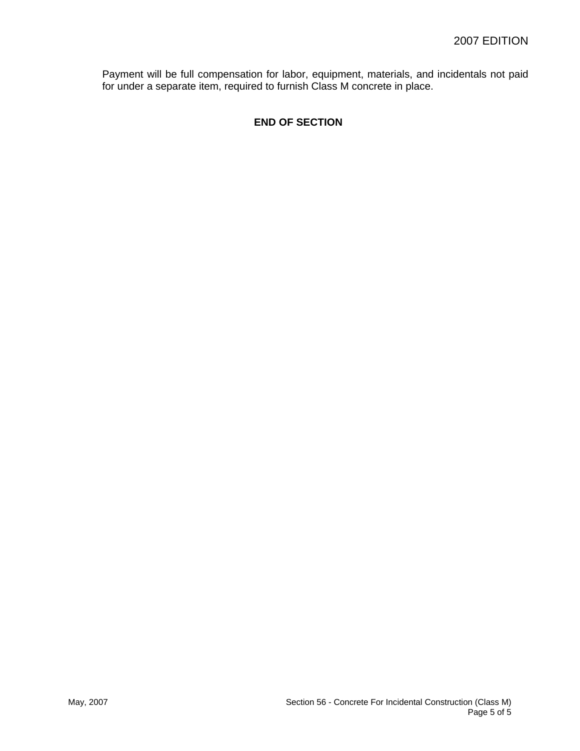Payment will be full compensation for labor, equipment, materials, and incidentals not paid for under a separate item, required to furnish Class M concrete in place.

**END OF SECTION**